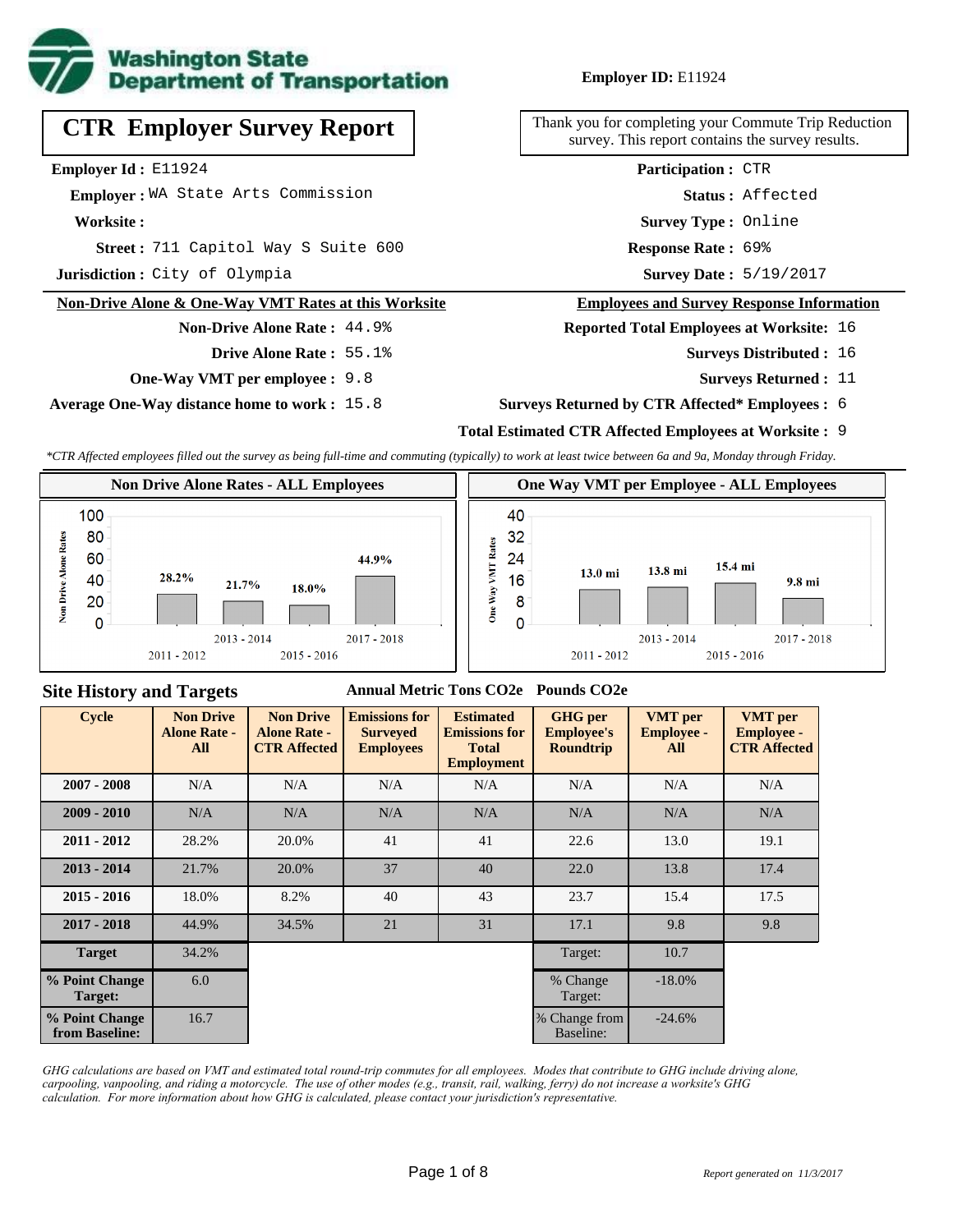**Employer ID:** E11924

# CTR Employer Survey Report

Thank you for completing your Commute Trip Reduction survey. This report contains the survey results.

**Employer Id :** E11924
**Employer :** WA State Arts Commission
**Worksite :**
**Street :** 711 Capitol Way S Suite 600
**Jurisdiction :** City of Olympia

**Participation :** CTR
**Status :** Affected
**Survey Type :** Online
**Response Rate :** 69%
**Survey Date :** 5/19/2017

## Non-Drive Alone & One-Way VMT Rates at this Worksite

**Non-Drive Alone Rate :** 44.9%
**Drive Alone Rate :** 55.1%
**One-Way VMT per employee :** 9.8
**Average One-Way distance home to work :** 15.8

## Employees and Survey Response Information

**Reported Total Employees at Worksite:** 16
**Surveys Distributed :** 16
**Surveys Returned :** 11
**Surveys Returned by CTR Affected* Employees :** 6
**Total Estimated CTR Affected Employees at Worksite :** 9

*CTR Affected employees filled out the survey as being full-time and commuting (typically) to work at least twice between 6a and 9a, Monday through Friday.*

**Non Drive Alone Rates - ALL Employees**

| Cycle | Non Drive Alone Rate |
|---|---|
| 2011 - 2012 | 28.2% |
| 2013 - 2014 | 21.7% |
| 2015 - 2016 | 18.0% |
| 2017 - 2018 | 44.9% |

**One Way VMT per Employee - ALL Employees**

| Cycle | One Way VMT |
|---|---|
| 2011 - 2012 | 13.0 mi |
| 2013 - 2014 | 13.8 mi |
| 2015 - 2016 | 15.4 mi |
| 2017 - 2018 | 9.8 mi |

## Site History and Targets

Annual Metric Tons CO2e | Pounds CO2e

| Cycle | Non Drive Alone Rate - All | Non Drive Alone Rate - CTR Affected | Emissions for Surveyed Employees | Estimated Emissions for Total Employment | GHG per Employee's Roundtrip | VMT per Employee - All | VMT per Employee - CTR Affected |
|---|---|---|---|---|---|---|---|
| 2007 - 2008 | N/A | N/A | N/A | N/A | N/A | N/A | N/A |
| 2009 - 2010 | N/A | N/A | N/A | N/A | N/A | N/A | N/A |
| 2011 - 2012 | 28.2% | 20.0% | 41 | 41 | 22.6 | 13.0 | 19.1 |
| 2013 - 2014 | 21.7% | 20.0% | 37 | 40 | 22.0 | 13.8 | 17.4 |
| 2015 - 2016 | 18.0% | 8.2% | 40 | 43 | 23.7 | 15.4 | 17.5 |
| 2017 - 2018 | 44.9% | 34.5% | 21 | 31 | 17.1 | 9.8 | 9.8 |
| Target | 34.2% | | | | Target: | 10.7 | |
| % Point Change Target: | 6.0 | | | | % Change Target: | -18.0% | |
| % Point Change from Baseline: | 16.7 | | | | % Change from Baseline: | -24.6% | |

*GHG calculations are based on VMT and estimated total round-trip commutes for all employees. Modes that contribute to GHG include driving alone, carpooling, vanpooling, and riding a motorcycle. The use of other modes (e.g., transit, rail, walking, ferry) do not increase a worksite's GHG calculation. For more information about how GHG is calculated, please contact your jurisdiction's representative.*

*Report generated on 11/3/2017*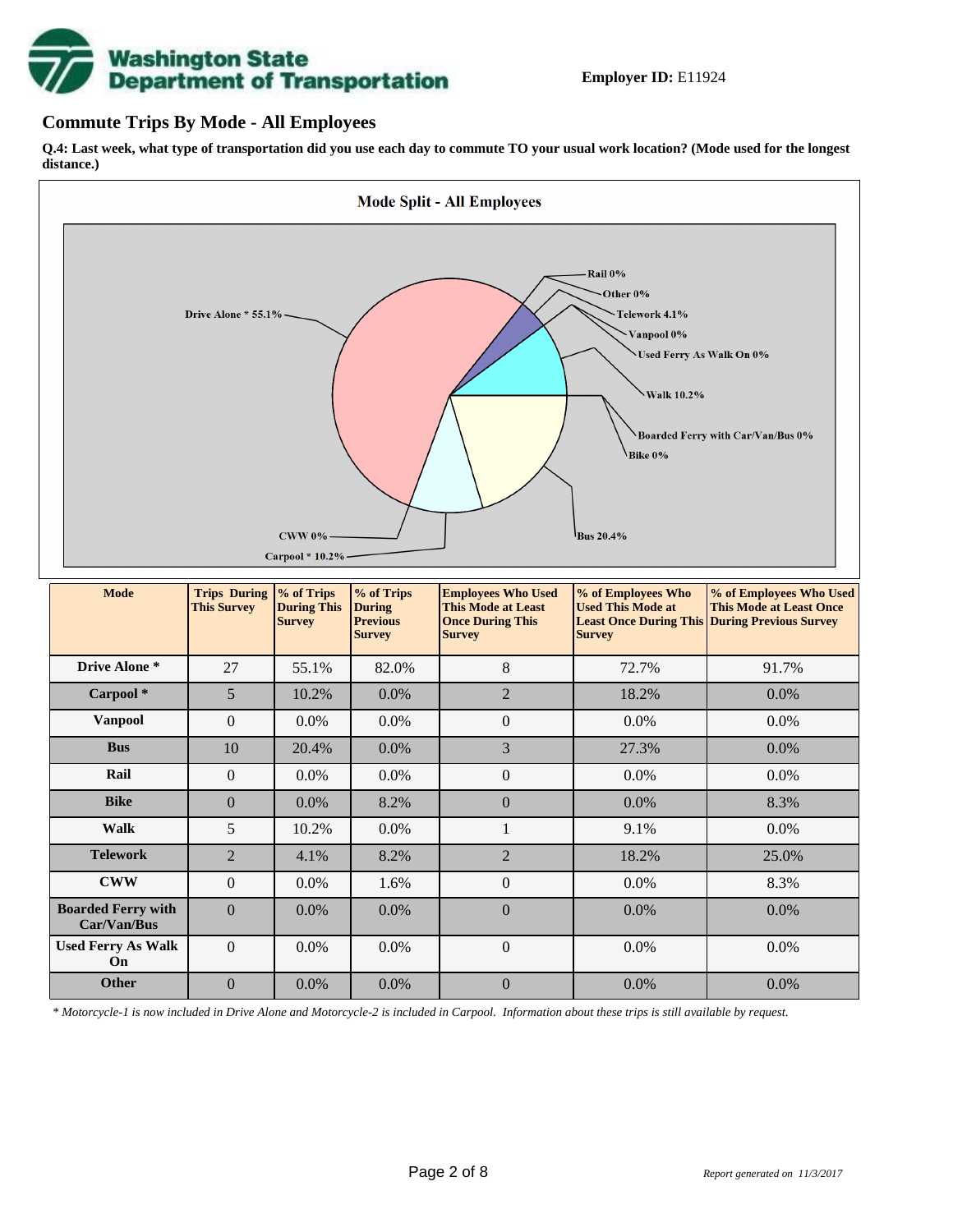**Employer ID:** E11924

## Commute Trips By Mode - All Employees

**Q.4: Last week, what type of transportation did you use each day to commute TO your usual work location? (Mode used for the longest distance.)**

Mode Split - All Employees

Drive Alone * 55.1%
Rail 0%
Other 0%
Telework 4.1%
Vanpool 0%
Used Ferry As Walk On 0%
Walk 10.2%
Boarded Ferry with Car/Van/Bus 0%
Bike 0%
Bus 20.4%
CWW 0%
Carpool * 10.2%

| Mode | Trips During This Survey | % of Trips During This Survey | % of Trips During Previous Survey | Employees Who Used This Mode at Least Once During This Survey | % of Employees Who Used This Mode at Least Once During This Survey | % of Employees Who Used This Mode at Least Once During Previous Survey |
|---|---|---|---|---|---|---|
| Drive Alone * | 27 | 55.1% | 82.0% | 8 | 72.7% | 91.7% |
| Carpool * | 5 | 10.2% | 0.0% | 2 | 18.2% | 0.0% |
| Vanpool | 0 | 0.0% | 0.0% | 0 | 0.0% | 0.0% |
| Bus | 10 | 20.4% | 0.0% | 3 | 27.3% | 0.0% |
| Rail | 0 | 0.0% | 0.0% | 0 | 0.0% | 0.0% |
| Bike | 0 | 0.0% | 8.2% | 0 | 0.0% | 8.3% |
| Walk | 5 | 10.2% | 0.0% | 1 | 9.1% | 0.0% |
| Telework | 2 | 4.1% | 8.2% | 2 | 18.2% | 25.0% |
| CWW | 0 | 0.0% | 1.6% | 0 | 0.0% | 8.3% |
| Boarded Ferry with Car/Van/Bus | 0 | 0.0% | 0.0% | 0 | 0.0% | 0.0% |
| Used Ferry As Walk On | 0 | 0.0% | 0.0% | 0 | 0.0% | 0.0% |
| Other | 0 | 0.0% | 0.0% | 0 | 0.0% | 0.0% |

*\* Motorcycle-1 is now included in Drive Alone and Motorcycle-2 is included in Carpool. Information about these trips is still available by request.*

*Report generated on 11/3/2017*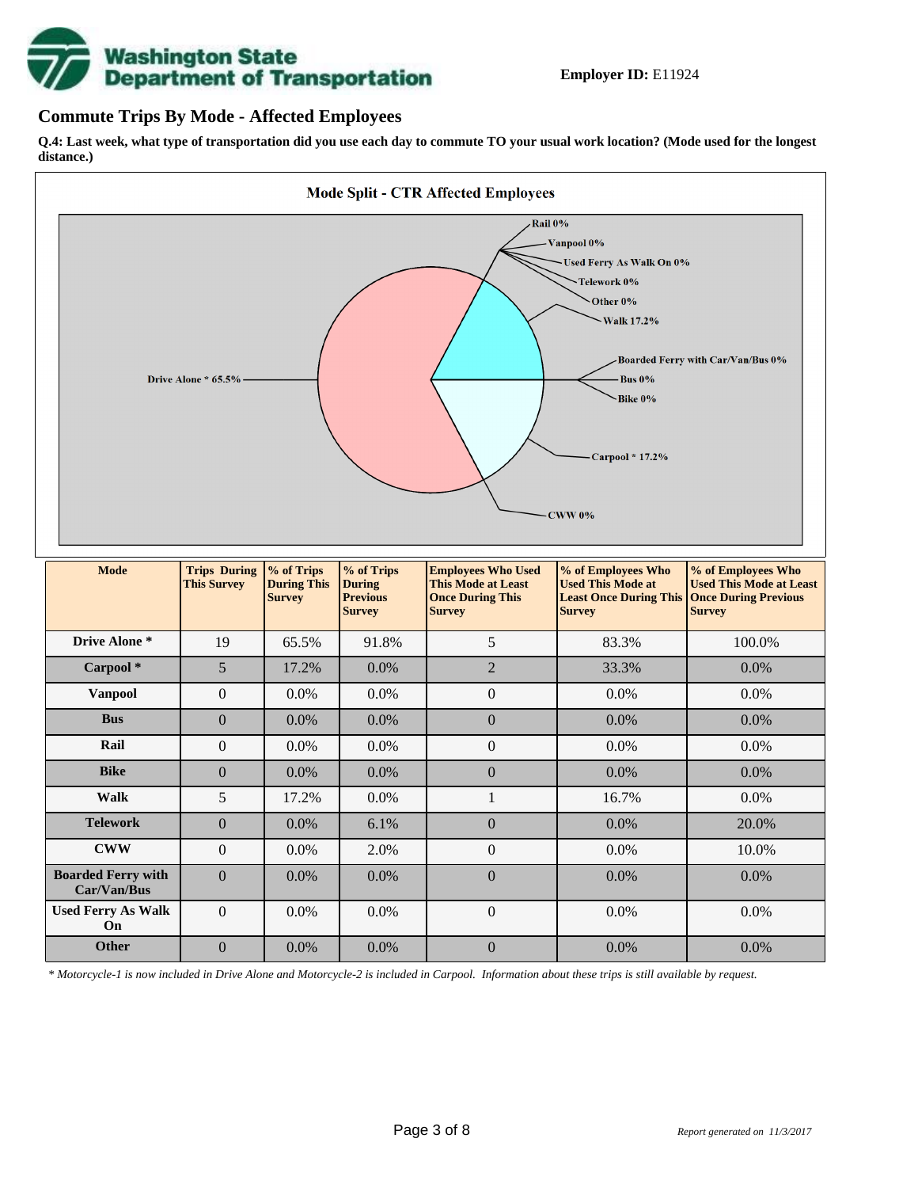**Employer ID:** E11924

## Commute Trips By Mode - Affected Employees

**Q.4: Last week, what type of transportation did you use each day to commute TO your usual work location? (Mode used for the longest distance.)**

**Mode Split - CTR Affected Employees**

Rail 0%
Vanpool 0%
Used Ferry As Walk On 0%
Telework 0%
Other 0%
Walk 17.2%
Boarded Ferry with Car/Van/Bus 0%
Bus 0%
Bike 0%
Carpool * 17.2%
CWW 0%
Drive Alone * 65.5%

| Mode | Trips During This Survey | % of Trips During This Survey | % of Trips During Previous Survey | Employees Who Used This Mode at Least Once During This Survey | % of Employees Who Used This Mode at Least Once During This Survey | % of Employees Who Used This Mode at Least Once During Previous Survey |
|---|---|---|---|---|---|---|
| Drive Alone * | 19 | 65.5% | 91.8% | 5 | 83.3% | 100.0% |
| Carpool * | 5 | 17.2% | 0.0% | 2 | 33.3% | 0.0% |
| Vanpool | 0 | 0.0% | 0.0% | 0 | 0.0% | 0.0% |
| Bus | 0 | 0.0% | 0.0% | 0 | 0.0% | 0.0% |
| Rail | 0 | 0.0% | 0.0% | 0 | 0.0% | 0.0% |
| Bike | 0 | 0.0% | 0.0% | 0 | 0.0% | 0.0% |
| Walk | 5 | 17.2% | 0.0% | 1 | 16.7% | 0.0% |
| Telework | 0 | 0.0% | 6.1% | 0 | 0.0% | 20.0% |
| CWW | 0 | 0.0% | 2.0% | 0 | 0.0% | 10.0% |
| Boarded Ferry with Car/Van/Bus | 0 | 0.0% | 0.0% | 0 | 0.0% | 0.0% |
| Used Ferry As Walk On | 0 | 0.0% | 0.0% | 0 | 0.0% | 0.0% |
| Other | 0 | 0.0% | 0.0% | 0 | 0.0% | 0.0% |

*\* Motorcycle-1 is now included in Drive Alone and Motorcycle-2 is included in Carpool. Information about these trips is still available by request.*

*Report generated on 11/3/2017*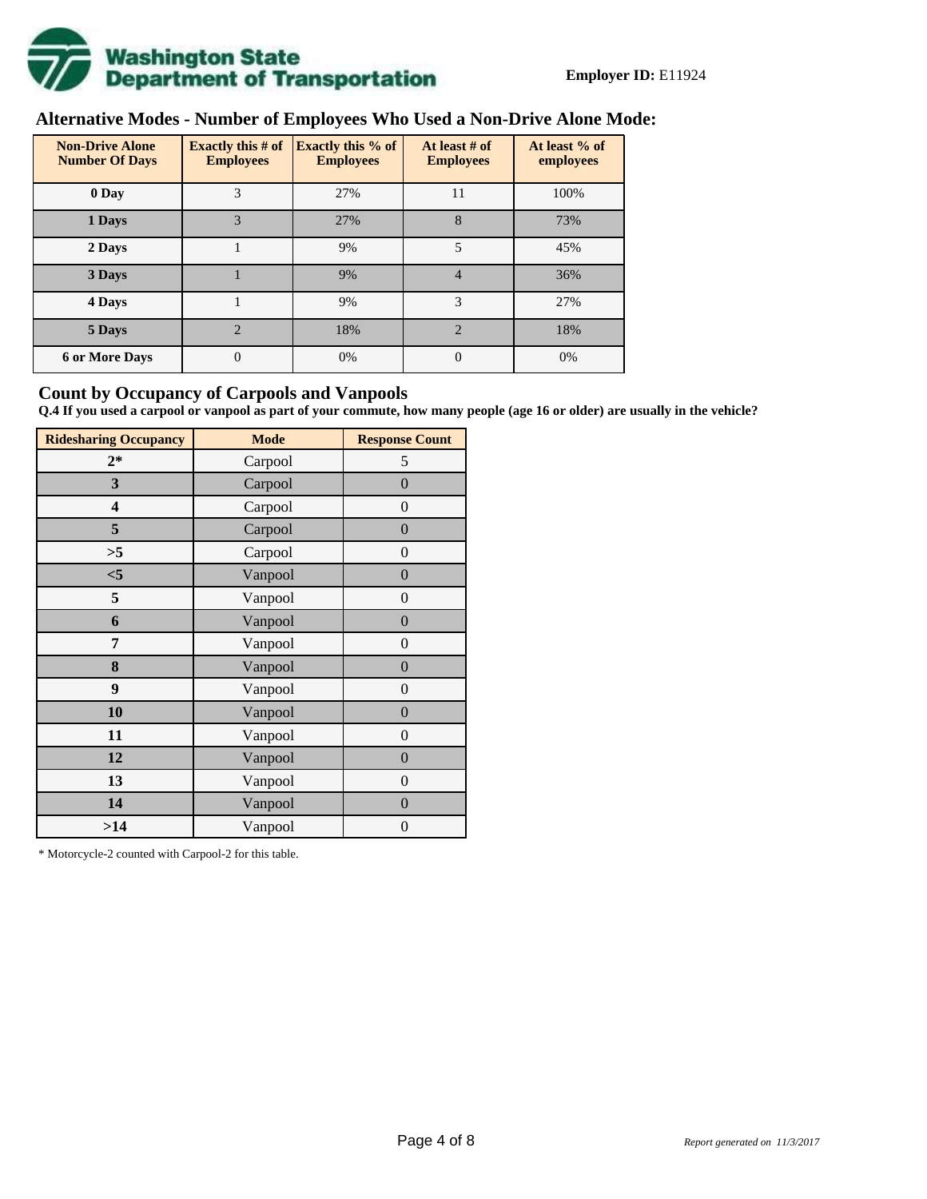**Employer ID:** E11924

## Alternative Modes - Number of Employees Who Used a Non-Drive Alone Mode:

| Non-Drive Alone Number Of Days | Exactly this # of Employees | Exactly this % of Employees | At least # of Employees | At least % of employees |
|---|---|---|---|---|
| 0 Day | 3 | 27% | 11 | 100% |
| 1 Days | 3 | 27% | 8 | 73% |
| 2 Days | 1 | 9% | 5 | 45% |
| 3 Days | 1 | 9% | 4 | 36% |
| 4 Days | 1 | 9% | 3 | 27% |
| 5 Days | 2 | 18% | 2 | 18% |
| 6 or More Days | 0 | 0% | 0 | 0% |

## Count by Occupancy of Carpools and Vanpools

**Q.4 If you used a carpool or vanpool as part of your commute, how many people (age 16 or older) are usually in the vehicle?**

| Ridesharing Occupancy | Mode | Response Count |
|---|---|---|
| 2* | Carpool | 5 |
| 3 | Carpool | 0 |
| 4 | Carpool | 0 |
| 5 | Carpool | 0 |
| >5 | Carpool | 0 |
| <5 | Vanpool | 0 |
| 5 | Vanpool | 0 |
| 6 | Vanpool | 0 |
| 7 | Vanpool | 0 |
| 8 | Vanpool | 0 |
| 9 | Vanpool | 0 |
| 10 | Vanpool | 0 |
| 11 | Vanpool | 0 |
| 12 | Vanpool | 0 |
| 13 | Vanpool | 0 |
| 14 | Vanpool | 0 |
| >14 | Vanpool | 0 |

* Motorcycle-2 counted with Carpool-2 for this table.

*Report generated on 11/3/2017*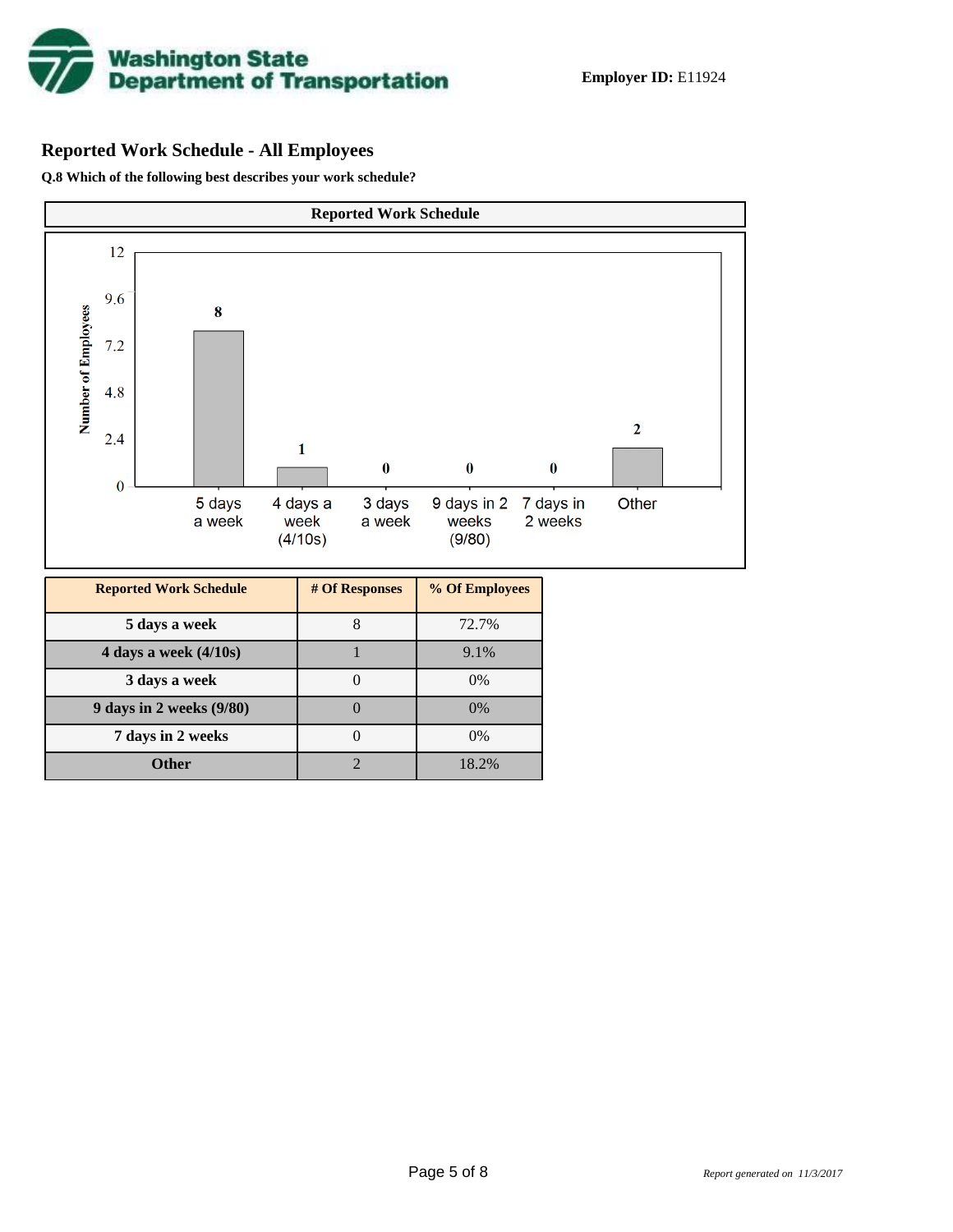**Employer ID:** E11924

## Reported Work Schedule - All Employees

**Q.8 Which of the following best describes your work schedule?**

**Reported Work Schedule**

| Reported Work Schedule | # Of Responses | % Of Employees |
|---|---|---|
| 5 days a week | 8 | 72.7% |
| 4 days a week (4/10s) | 1 | 9.1% |
| 3 days a week | 0 | 0% |
| 9 days in 2 weeks (9/80) | 0 | 0% |
| 7 days in 2 weeks | 0 | 0% |
| Other | 2 | 18.2% |

*Report generated on 11/3/2017*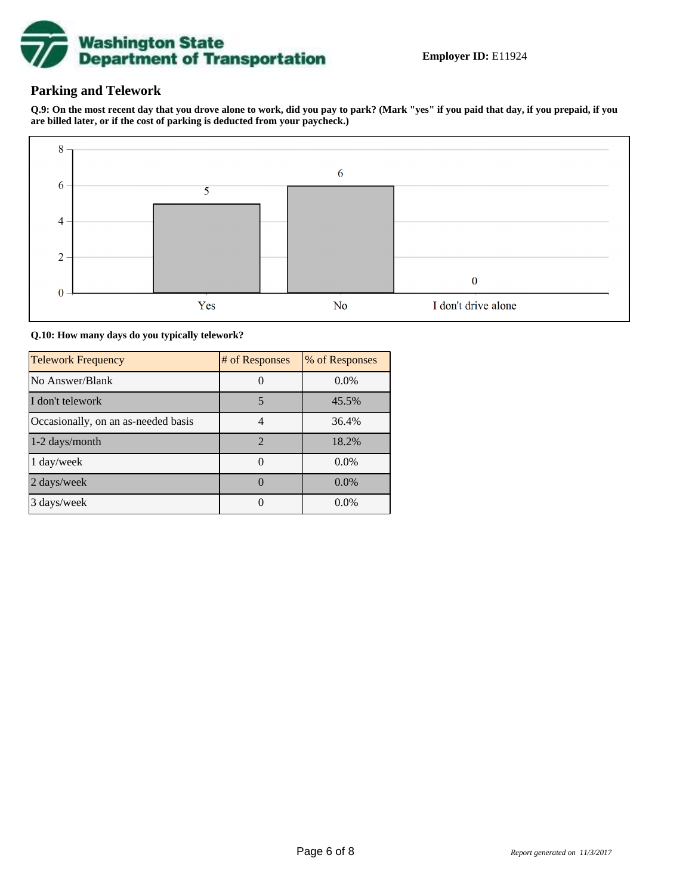**Employer ID:** E11924

## Parking and Telework

**Q.9: On the most recent day that you drove alone to work, did you pay to park? (Mark "yes" if you paid that day, if you prepaid, if you are billed later, or if the cost of parking is deducted from your paycheck.)**

| Response | Count |
|---|---|
| Yes | 5 |
| No | 6 |
| I don't drive alone | 0 |

**Q.10: How many days do you typically telework?**

| Telework Frequency | # of Responses | % of Responses |
|---|---|---|
| No Answer/Blank | 0 | 0.0% |
| I don't telework | 5 | 45.5% |
| Occasionally, on an as-needed basis | 4 | 36.4% |
| 1-2 days/month | 2 | 18.2% |
| 1 day/week | 0 | 0.0% |
| 2 days/week | 0 | 0.0% |
| 3 days/week | 0 | 0.0% |

*Report generated on 11/3/2017*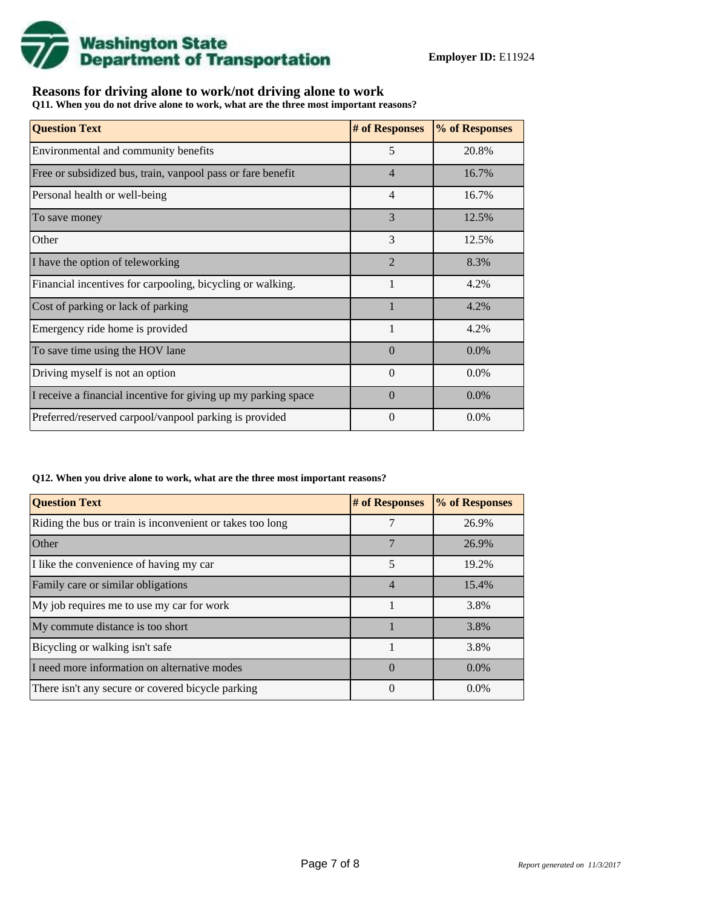**Employer ID:** E11924

## Reasons for driving alone to work/not driving alone to work

**Q11. When you do not drive alone to work, what are the three most important reasons?**

| Question Text | # of Responses | % of Responses |
|---|---|---|
| Environmental and community benefits | 5 | 20.8% |
| Free or subsidized bus, train, vanpool pass or fare benefit | 4 | 16.7% |
| Personal health or well-being | 4 | 16.7% |
| To save money | 3 | 12.5% |
| Other | 3 | 12.5% |
| I have the option of teleworking | 2 | 8.3% |
| Financial incentives for carpooling, bicycling or walking. | 1 | 4.2% |
| Cost of parking or lack of parking | 1 | 4.2% |
| Emergency ride home is provided | 1 | 4.2% |
| To save time using the HOV lane | 0 | 0.0% |
| Driving myself is not an option | 0 | 0.0% |
| I receive a financial incentive for giving up my parking space | 0 | 0.0% |
| Preferred/reserved carpool/vanpool parking is provided | 0 | 0.0% |

**Q12. When you drive alone to work, what are the three most important reasons?**

| Question Text | # of Responses | % of Responses |
|---|---|---|
| Riding the bus or train is inconvenient or takes too long | 7 | 26.9% |
| Other | 7 | 26.9% |
| I like the convenience of having my car | 5 | 19.2% |
| Family care or similar obligations | 4 | 15.4% |
| My job requires me to use my car for work | 1 | 3.8% |
| My commute distance is too short | 1 | 3.8% |
| Bicycling or walking isn't safe | 1 | 3.8% |
| I need more information on alternative modes | 0 | 0.0% |
| There isn't any secure or covered bicycle parking | 0 | 0.0% |

*Report generated on 11/3/2017*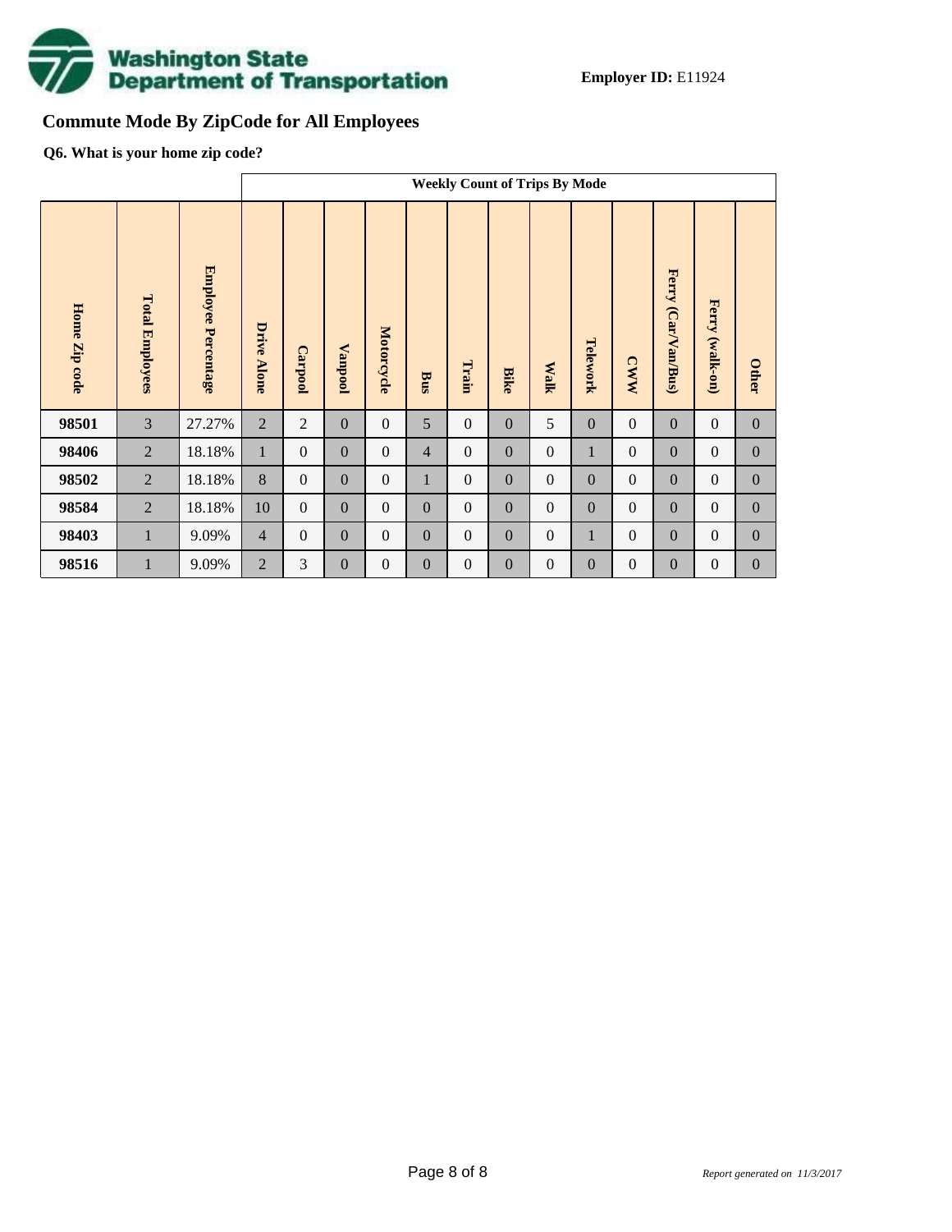**Employer ID:** E11924

## Commute Mode By ZipCode for All Employees

**Q6. What is your home zip code?**

| | | | Weekly Count of Trips By Mode | | | | | | | | | | | | | |
|---|---|---|---|---|---|---|---|---|---|---|---|---|---|---|---|---|
| **Home Zip code** | **Total Employees** | **Employee Percentage** | **Drive Alone** | **Carpool** | **Vanpool** | **Motorcycle** | **Bus** | **Train** | **Bike** | **Walk** | **Telework** | **CWW** | **Ferry (Car/Van/Bus)** | **Ferry (walk-on)** | **Other** |
| **98501** | 3 | 27.27% | 2 | 2 | 0 | 0 | 5 | 0 | 0 | 5 | 0 | 0 | 0 | 0 | 0 |
| **98406** | 2 | 18.18% | 1 | 0 | 0 | 0 | 4 | 0 | 0 | 0 | 1 | 0 | 0 | 0 | 0 |
| **98502** | 2 | 18.18% | 8 | 0 | 0 | 0 | 1 | 0 | 0 | 0 | 0 | 0 | 0 | 0 | 0 |
| **98584** | 2 | 18.18% | 10 | 0 | 0 | 0 | 0 | 0 | 0 | 0 | 0 | 0 | 0 | 0 | 0 |
| **98403** | 1 | 9.09% | 4 | 0 | 0 | 0 | 0 | 0 | 0 | 0 | 1 | 0 | 0 | 0 | 0 |
| **98516** | 1 | 9.09% | 2 | 3 | 0 | 0 | 0 | 0 | 0 | 0 | 0 | 0 | 0 | 0 | 0 |

*Report generated on 11/3/2017*